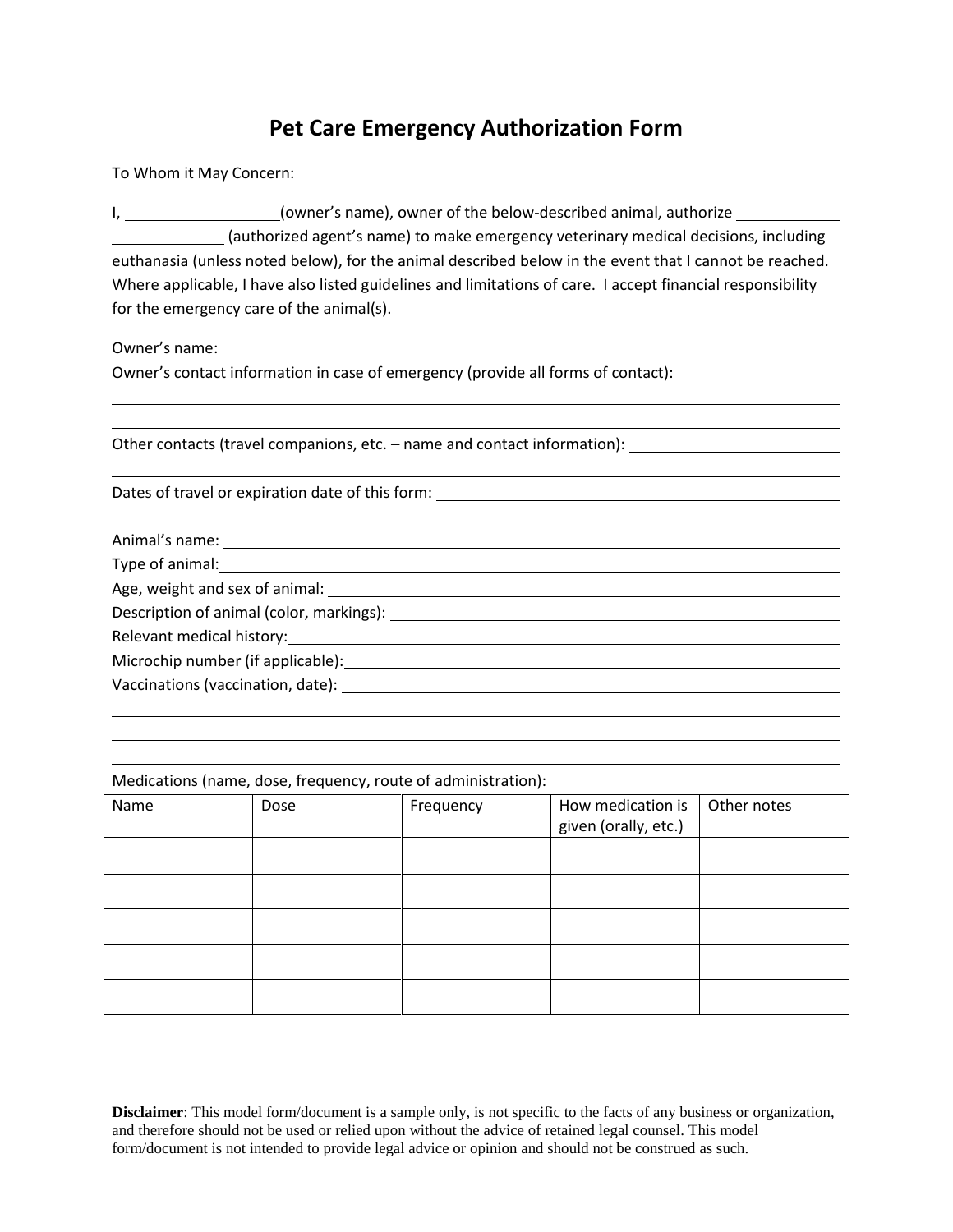# Pet Care Emergency Authorization Form

To Whom it May Concern:

I, ___________________(owner's name), owner of the below-described animal, authorize _____________ _____________ (authorized agent's name) to make emergency veterinary medical decisions, including euthanasia (unless noted below), for the animal described below in the event that I cannot be reached. Where applicable, I have also listed guidelines and limitations of care. I accept financial responsibility for the emergency care of the animal(s).

Owner's name: ______________________________________________

Owner's contact information in case of emergency (provide all forms of contact):

______________________________________________

______________________________________________

Other contacts (travel companions, etc. – name and contact information): ______________________

______________________________________________

Dates of travel or expiration date of this form: ______________________________

Animal's name: ______________________________________________

Type of animal: ______________________________________________

Age, weight and sex of animal: ______________________________

Description of animal (color, markings): ______________________________

Relevant medical history: ______________________________________________

Microchip number (if applicable): ______________________________

Vaccinations (vaccination, date): ______________________________

______________________________________________

______________________________________________

______________________________________________

Medications (name, dose, frequency, route of administration):

| Name | Dose | Frequency | How medication is given (orally, etc.) | Other notes |
|---|---|---|---|---|
| | | | | |
| | | | | |
| | | | | |
| | | | | |
| | | | | |

**Disclaimer**: This model form/document is a sample only, is not specific to the facts of any business or organization, and therefore should not be used or relied upon without the advice of retained legal counsel. This model form/document is not intended to provide legal advice or opinion and should not be construed as such.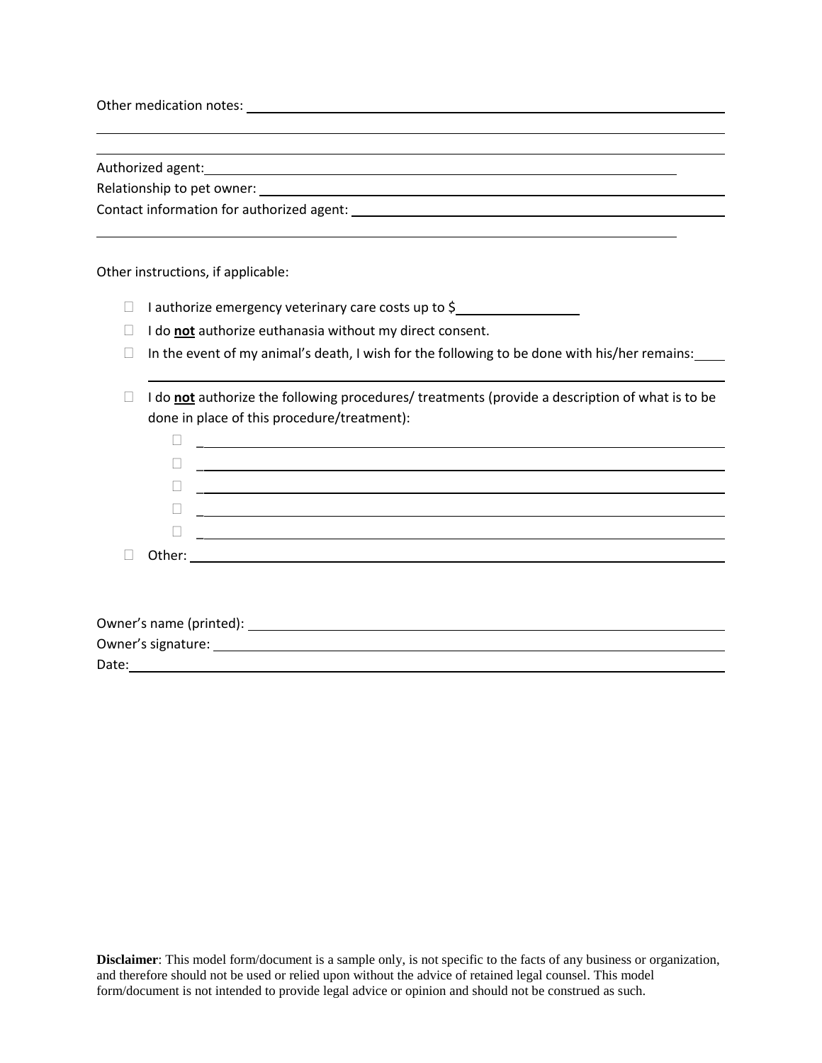Other medication notes: \_\_\_\_\_\_\_\_\_\_\_\_\_\_\_\_\_\_\_\_\_\_\_\_\_\_\_\_\_\_\_\_\_\_\_\_\_\_\_\_\_\_\_\_\_\_\_\_\_\_\_\_\_\_\_\_

\_\_\_\_\_\_\_\_\_\_\_\_\_\_\_\_\_\_\_\_\_\_\_\_\_\_\_\_\_\_\_\_\_\_\_\_\_\_\_\_\_\_\_\_\_\_\_\_\_\_\_\_\_\_\_\_\_\_\_\_\_\_\_\_\_\_\_\_\_\_\_\_\_\_

\_\_\_\_\_\_\_\_\_\_\_\_\_\_\_\_\_\_\_\_\_\_\_\_\_\_\_\_\_\_\_\_\_\_\_\_\_\_\_\_\_\_\_\_\_\_\_\_\_\_\_\_\_\_\_\_\_\_\_\_\_\_\_\_\_\_\_\_\_\_\_\_\_\_

Authorized agent: \_\_\_\_\_\_\_\_\_\_\_\_\_\_\_\_\_\_\_\_\_\_\_\_\_\_\_\_\_\_\_\_\_\_\_\_\_\_\_\_\_\_\_\_\_\_\_\_\_\_\_\_\_\_\_\_\_\_\_\_

Relationship to pet owner: \_\_\_\_\_\_\_\_\_\_\_\_\_\_\_\_\_\_\_\_\_\_\_\_\_\_\_\_\_\_\_\_\_\_\_\_\_\_\_\_\_\_\_\_\_\_\_\_\_\_\_\_\_

Contact information for authorized agent: \_\_\_\_\_\_\_\_\_\_\_\_\_\_\_\_\_\_\_\_\_\_\_\_\_\_\_\_\_\_\_\_\_\_\_\_\_\_\_\_\_

\_\_\_\_\_\_\_\_\_\_\_\_\_\_\_\_\_\_\_\_\_\_\_\_\_\_\_\_\_\_\_\_\_\_\_\_\_\_\_\_\_\_\_\_\_\_\_\_\_\_\_\_\_\_\_\_\_\_\_\_\_\_\_\_\_\_\_\_\_

Other instructions, if applicable:

- ☐ I authorize emergency veterinary care costs up to $\_\_\_\_\_\_\_\_\_\_\_\_\_\_\_\_
- ☐ I do **not** authorize euthanasia without my direct consent.
- ☐ In the event of my animal's death, I wish for the following to be done with his/her remains: \_\_\_\_

  \_\_\_\_\_\_\_\_\_\_\_\_\_\_\_\_\_\_\_\_\_\_\_\_\_\_\_\_\_\_\_\_\_\_\_\_\_\_\_\_\_\_\_\_\_\_\_\_\_\_\_\_\_\_\_\_\_\_\_\_\_\_\_\_\_\_\_\_
- ☐ I do **not** authorize the following procedures/ treatments (provide a description of what is to be done in place of this procedure/treatment):
  - ☐ \_\_\_\_\_\_\_\_\_\_\_\_\_\_\_\_\_\_\_\_\_\_\_\_\_\_\_\_\_\_\_\_\_\_\_\_\_\_\_\_\_\_\_\_\_\_\_\_\_\_\_\_\_\_\_\_\_\_\_\_\_\_\_\_
  - ☐ \_\_\_\_\_\_\_\_\_\_\_\_\_\_\_\_\_\_\_\_\_\_\_\_\_\_\_\_\_\_\_\_\_\_\_\_\_\_\_\_\_\_\_\_\_\_\_\_\_\_\_\_\_\_\_\_\_\_\_\_\_\_\_\_
  - ☐ \_\_\_\_\_\_\_\_\_\_\_\_\_\_\_\_\_\_\_\_\_\_\_\_\_\_\_\_\_\_\_\_\_\_\_\_\_\_\_\_\_\_\_\_\_\_\_\_\_\_\_\_\_\_\_\_\_\_\_\_\_\_\_\_
  - ☐ \_\_\_\_\_\_\_\_\_\_\_\_\_\_\_\_\_\_\_\_\_\_\_\_\_\_\_\_\_\_\_\_\_\_\_\_\_\_\_\_\_\_\_\_\_\_\_\_\_\_\_\_\_\_\_\_\_\_\_\_\_\_\_\_
  - ☐ \_\_\_\_\_\_\_\_\_\_\_\_\_\_\_\_\_\_\_\_\_\_\_\_\_\_\_\_\_\_\_\_\_\_\_\_\_\_\_\_\_\_\_\_\_\_\_\_\_\_\_\_\_\_\_\_\_\_\_\_\_\_\_\_
- ☐ Other: \_\_\_\_\_\_\_\_\_\_\_\_\_\_\_\_\_\_\_\_\_\_\_\_\_\_\_\_\_\_\_\_\_\_\_\_\_\_\_\_\_\_\_\_\_\_\_\_\_\_\_\_\_\_\_\_\_\_\_\_\_\_\_

Owner's name (printed): \_\_\_\_\_\_\_\_\_\_\_\_\_\_\_\_\_\_\_\_\_\_\_\_\_\_\_\_\_\_\_\_\_\_\_\_\_\_\_\_\_\_\_\_\_\_\_\_\_\_\_\_\_\_\_

Owner's signature: \_\_\_\_\_\_\_\_\_\_\_\_\_\_\_\_\_\_\_\_\_\_\_\_\_\_\_\_\_\_\_\_\_\_\_\_\_\_\_\_\_\_\_\_\_\_\_\_\_\_\_\_\_\_\_\_\_\_\_\_

Date: \_\_\_\_\_\_\_\_\_\_\_\_\_\_\_\_\_\_\_\_\_\_\_\_\_\_\_\_\_\_\_\_\_\_\_\_\_\_\_\_\_\_\_\_\_\_\_\_\_\_\_\_\_\_\_\_\_\_\_\_\_\_\_\_\_\_\_\_\_\_

**Disclaimer**: This model form/document is a sample only, is not specific to the facts of any business or organization, and therefore should not be used or relied upon without the advice of retained legal counsel. This model form/document is not intended to provide legal advice or opinion and should not be construed as such.